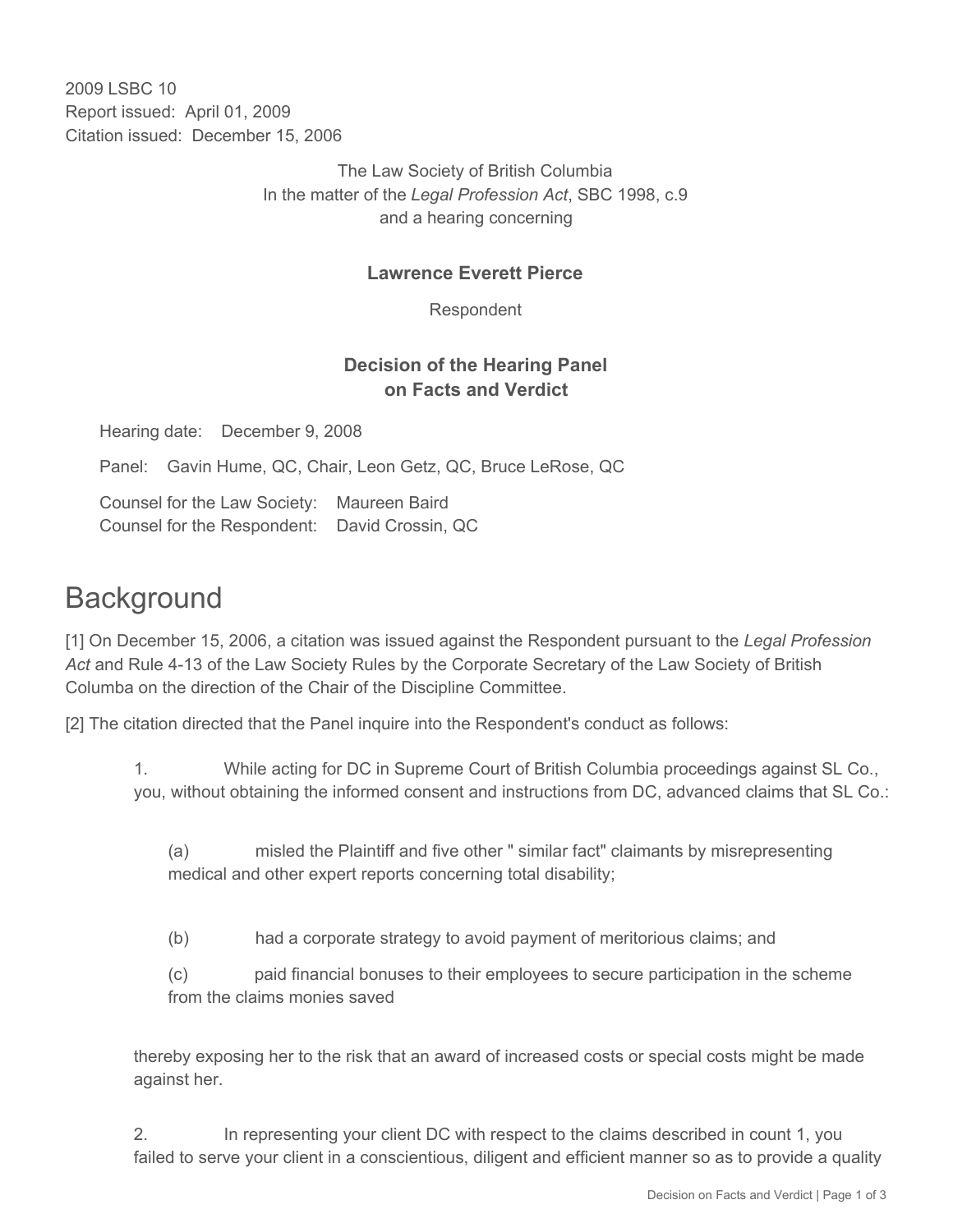2009 LSBC 10
Report issued: April 01, 2009
Citation issued: December 15, 2006

The Law Society of British Columbia
In the matter of the *Legal Profession Act*, SBC 1998, c.9
and a hearing concerning

**Lawrence Everett Pierce**

Respondent

**Decision of the Hearing Panel**
**on Facts and Verdict**

Hearing date: December 9, 2008

Panel: Gavin Hume, QC, Chair, Leon Getz, QC, Bruce LeRose, QC

Counsel for the Law Society: Maureen Baird
Counsel for the Respondent: David Crossin, QC

# Background

[1] On December 15, 2006, a citation was issued against the Respondent pursuant to the *Legal Profession Act* and Rule 4-13 of the Law Society Rules by the Corporate Secretary of the Law Society of British Columbia on the direction of the Chair of the Discipline Committee.

[2] The citation directed that the Panel inquire into the Respondent's conduct as follows:

> 1. While acting for DC in Supreme Court of British Columbia proceedings against SL Co., you, without obtaining the informed consent and instructions from DC, advanced claims that SL Co.:
>
> > (a) misled the Plaintiff and five other " similar fact" claimants by misrepresenting medical and other expert reports concerning total disability;
> >
> > (b) had a corporate strategy to avoid payment of meritorious claims; and
> >
> > (c) paid financial bonuses to their employees to secure participation in the scheme from the claims monies saved
>
> thereby exposing her to the risk that an award of increased costs or special costs might be made against her.
>
> 2. In representing your client DC with respect to the claims described in count 1, you failed to serve your client in a conscientious, diligent and efficient manner so as to provide a quality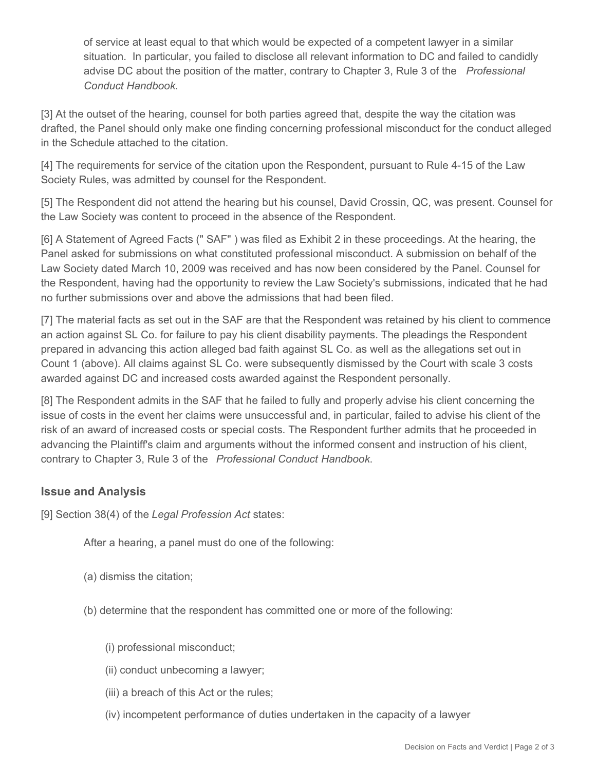of service at least equal to that which would be expected of a competent lawyer in a similar situation. In particular, you failed to disclose all relevant information to DC and failed to candidly advise DC about the position of the matter, contrary to Chapter 3, Rule 3 of the *Professional Conduct Handbook*.

[3] At the outset of the hearing, counsel for both parties agreed that, despite the way the citation was drafted, the Panel should only make one finding concerning professional misconduct for the conduct alleged in the Schedule attached to the citation.

[4] The requirements for service of the citation upon the Respondent, pursuant to Rule 4-15 of the Law Society Rules, was admitted by counsel for the Respondent.

[5] The Respondent did not attend the hearing but his counsel, David Crossin, QC, was present. Counsel for the Law Society was content to proceed in the absence of the Respondent.

[6] A Statement of Agreed Facts (" SAF" ) was filed as Exhibit 2 in these proceedings. At the hearing, the Panel asked for submissions on what constituted professional misconduct. A submission on behalf of the Law Society dated March 10, 2009 was received and has now been considered by the Panel. Counsel for the Respondent, having had the opportunity to review the Law Society's submissions, indicated that he had no further submissions over and above the admissions that had been filed.

[7] The material facts as set out in the SAF are that the Respondent was retained by his client to commence an action against SL Co. for failure to pay his client disability payments. The pleadings the Respondent prepared in advancing this action alleged bad faith against SL Co. as well as the allegations set out in Count 1 (above). All claims against SL Co. were subsequently dismissed by the Court with scale 3 costs awarded against DC and increased costs awarded against the Respondent personally.

[8] The Respondent admits in the SAF that he failed to fully and properly advise his client concerning the issue of costs in the event her claims were unsuccessful and, in particular, failed to advise his client of the risk of an award of increased costs or special costs. The Respondent further admits that he proceeded in advancing the Plaintiff's claim and arguments without the informed consent and instruction of his client, contrary to Chapter 3, Rule 3 of the *Professional Conduct Handbook*.

### Issue and Analysis

[9] Section 38(4) of the *Legal Profession Act* states:

> After a hearing, a panel must do one of the following:
>
> (a) dismiss the citation;
>
> (b) determine that the respondent has committed one or more of the following:
>
> (i) professional misconduct;
>
> (ii) conduct unbecoming a lawyer;
>
> (iii) a breach of this Act or the rules;
>
> (iv) incompetent performance of duties undertaken in the capacity of a lawyer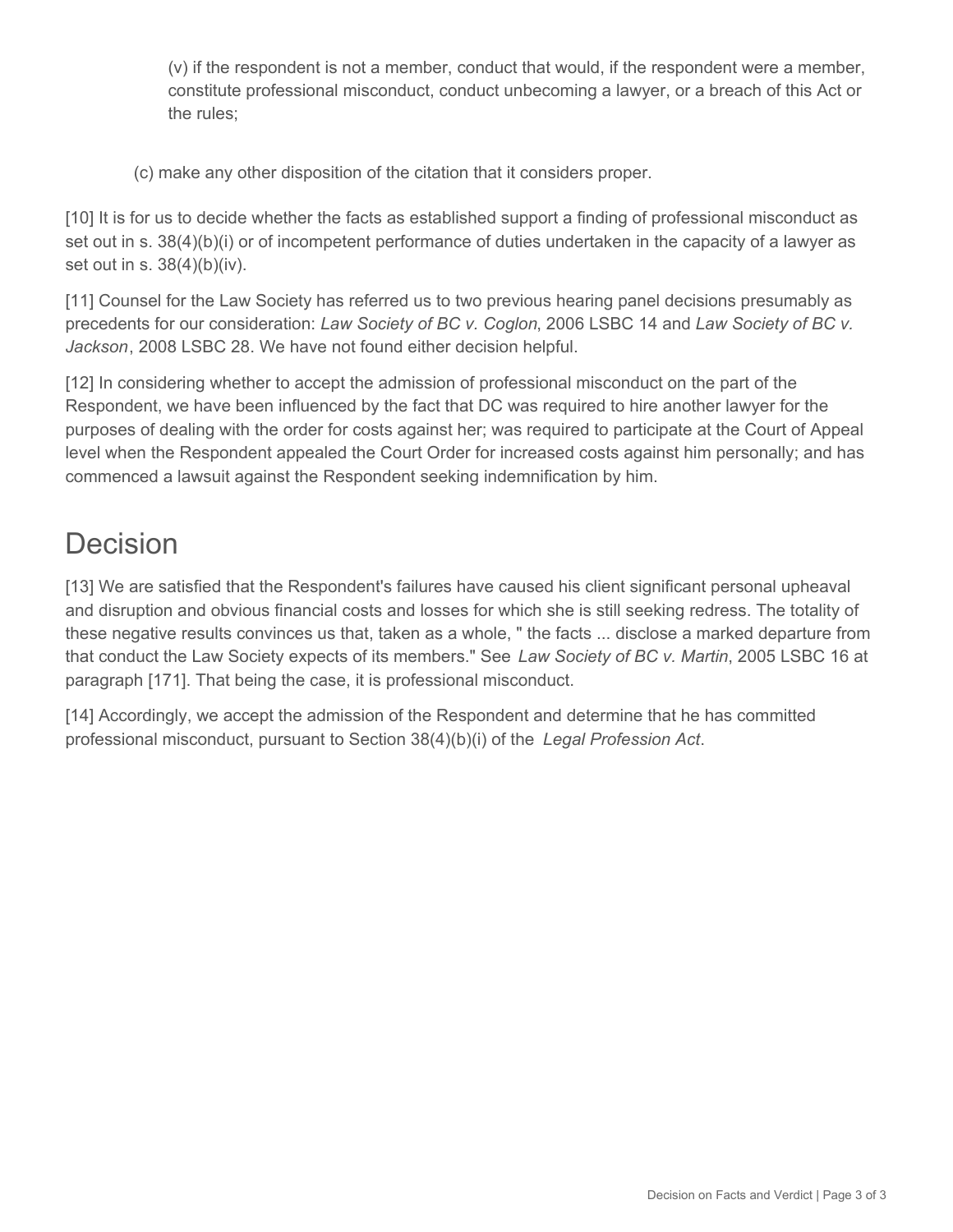(v) if the respondent is not a member, conduct that would, if the respondent were a member, constitute professional misconduct, conduct unbecoming a lawyer, or a breach of this Act or the rules;

(c) make any other disposition of the citation that it considers proper.

[10] It is for us to decide whether the facts as established support a finding of professional misconduct as set out in s. 38(4)(b)(i) or of incompetent performance of duties undertaken in the capacity of a lawyer as set out in s. 38(4)(b)(iv).

[11] Counsel for the Law Society has referred us to two previous hearing panel decisions presumably as precedents for our consideration: *Law Society of BC v. Coglon*, 2006 LSBC 14 and *Law Society of BC v. Jackson*, 2008 LSBC 28. We have not found either decision helpful.

[12] In considering whether to accept the admission of professional misconduct on the part of the Respondent, we have been influenced by the fact that DC was required to hire another lawyer for the purposes of dealing with the order for costs against her; was required to participate at the Court of Appeal level when the Respondent appealed the Court Order for increased costs against him personally; and has commenced a lawsuit against the Respondent seeking indemnification by him.

## Decision

[13] We are satisfied that the Respondent's failures have caused his client significant personal upheaval and disruption and obvious financial costs and losses for which she is still seeking redress. The totality of these negative results convinces us that, taken as a whole, " the facts ... disclose a marked departure from that conduct the Law Society expects of its members." See *Law Society of BC v. Martin*, 2005 LSBC 16 at paragraph [171]. That being the case, it is professional misconduct.

[14] Accordingly, we accept the admission of the Respondent and determine that he has committed professional misconduct, pursuant to Section 38(4)(b)(i) of the *Legal Profession Act*.